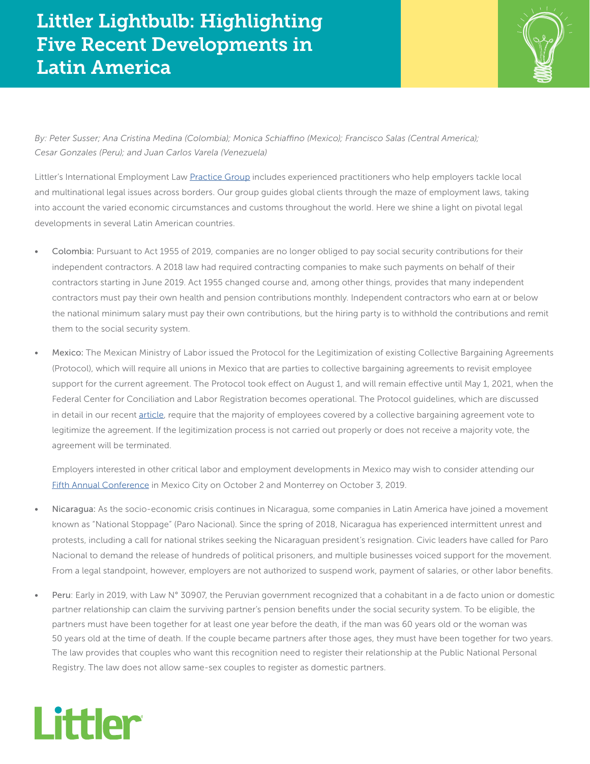# Littler Lightbulb: Highlighting Five Recent Developments in Latin America

*By: Peter Susser; Ana Cristina Medina (Colombia); Monica Schiaffino (Mexico); Francisco Salas (Central America); Cesar Gonzales (Peru); and Juan Carlos Varela (Venezuela)*

Littler's International Employment Law Practice Group includes experienced practitioners who help employers tackle local and multinational legal issues across borders. Our group guides global clients through the maze of employment laws, taking into account the varied economic circumstances and customs throughout the world. Here we shine a light on pivotal legal developments in several Latin American countries.

- Colombia: Pursuant to Act 1955 of 2019, companies are no longer obliged to pay social security contributions for their independent contractors. A 2018 law had required contracting companies to make such payments on behalf of their contractors starting in June 2019. Act 1955 changed course and, among other things, provides that many independent contractors must pay their own health and pension contributions monthly. Independent contractors who earn at or below the national minimum salary must pay their own contributions, but the hiring party is to withhold the contributions and remit them to the social security system.

- Mexico: The Mexican Ministry of Labor issued the Protocol for the Legitimization of existing Collective Bargaining Agreements (Protocol), which will require all unions in Mexico that are parties to collective bargaining agreements to revisit employee support for the current agreement. The Protocol took effect on August 1, and will remain effective until May 1, 2021, when the Federal Center for Conciliation and Labor Registration becomes operational. The Protocol guidelines, which are discussed in detail in our recent article, require that the majority of employees covered by a collective bargaining agreement vote to legitimize the agreement. If the legitimization process is not carried out properly or does not receive a majority vote, the agreement will be terminated.

  Employers interested in other critical labor and employment developments in Mexico may wish to consider attending our Fifth Annual Conference in Mexico City on October 2 and Monterrey on October 3, 2019.

- Nicaragua: As the socio-economic crisis continues in Nicaragua, some companies in Latin America have joined a movement known as "National Stoppage" (Paro Nacional). Since the spring of 2018, Nicaragua has experienced intermittent unrest and protests, including a call for national strikes seeking the Nicaraguan president's resignation. Civic leaders have called for Paro Nacional to demand the release of hundreds of political prisoners, and multiple businesses voiced support for the movement. From a legal standpoint, however, employers are not authorized to suspend work, payment of salaries, or other labor benefits.

- Peru: Early in 2019, with Law N° 30907, the Peruvian government recognized that a cohabitant in a de facto union or domestic partner relationship can claim the surviving partner's pension benefits under the social security system. To be eligible, the partners must have been together for at least one year before the death, if the man was 60 years old or the woman was 50 years old at the time of death. If the couple became partners after those ages, they must have been together for two years. The law provides that couples who want this recognition need to register their relationship at the Public National Personal Registry. The law does not allow same-sex couples to register as domestic partners.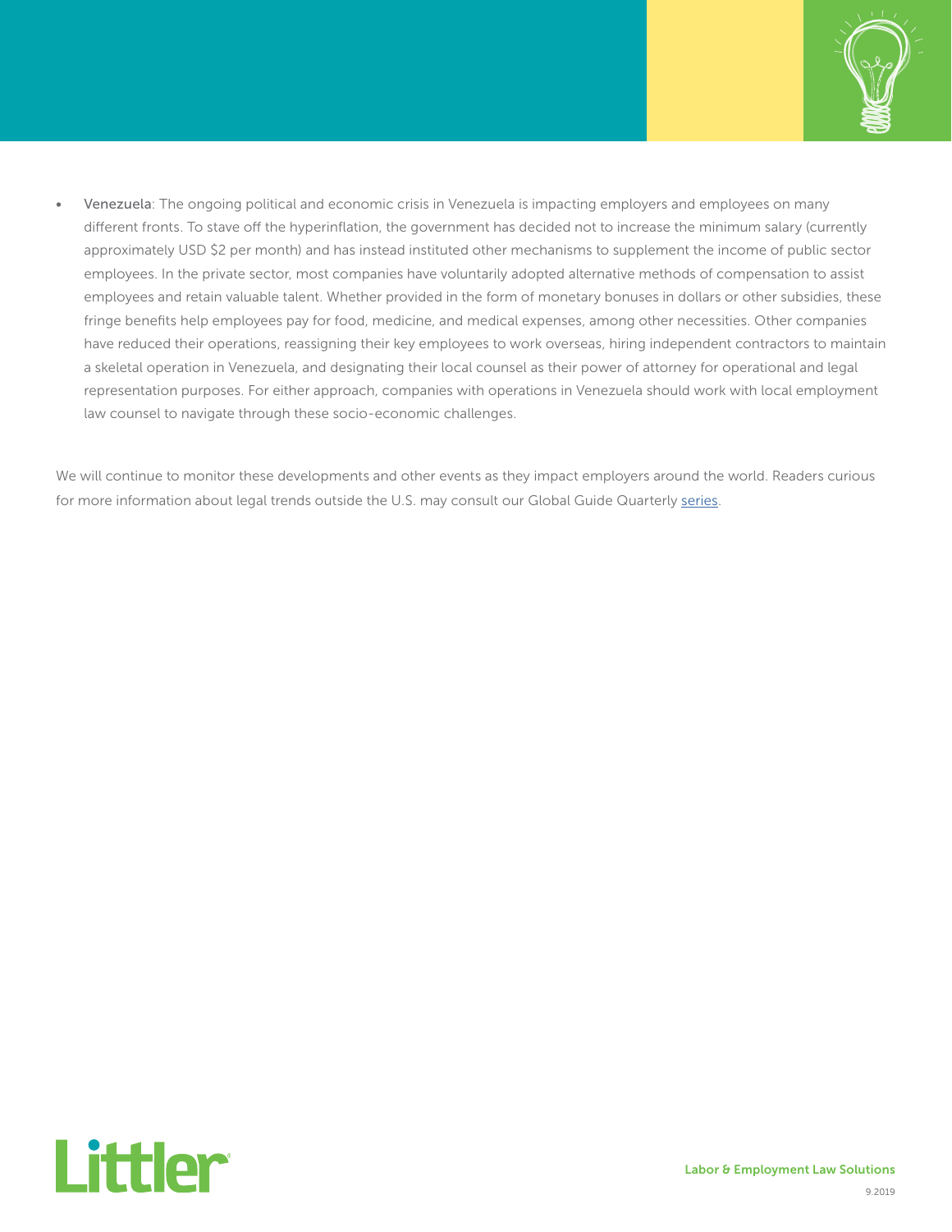- **Venezuela**: The ongoing political and economic crisis in Venezuela is impacting employers and employees on many different fronts. To stave off the hyperinflation, the government has decided not to increase the minimum salary (currently approximately USD $2 per month) and has instead instituted other mechanisms to supplement the income of public sector employees. In the private sector, most companies have voluntarily adopted alternative methods of compensation to assist employees and retain valuable talent. Whether provided in the form of monetary bonuses in dollars or other subsidies, these fringe benefits help employees pay for food, medicine, and medical expenses, among other necessities. Other companies have reduced their operations, reassigning their key employees to work overseas, hiring independent contractors to maintain a skeletal operation in Venezuela, and designating their local counsel as their power of attorney for operational and legal representation purposes. For either approach, companies with operations in Venezuela should work with local employment law counsel to navigate through these socio-economic challenges.

We will continue to monitor these developments and other events as they impact employers around the world. Readers curious for more information about legal trends outside the U.S. may consult our Global Guide Quarterly series.